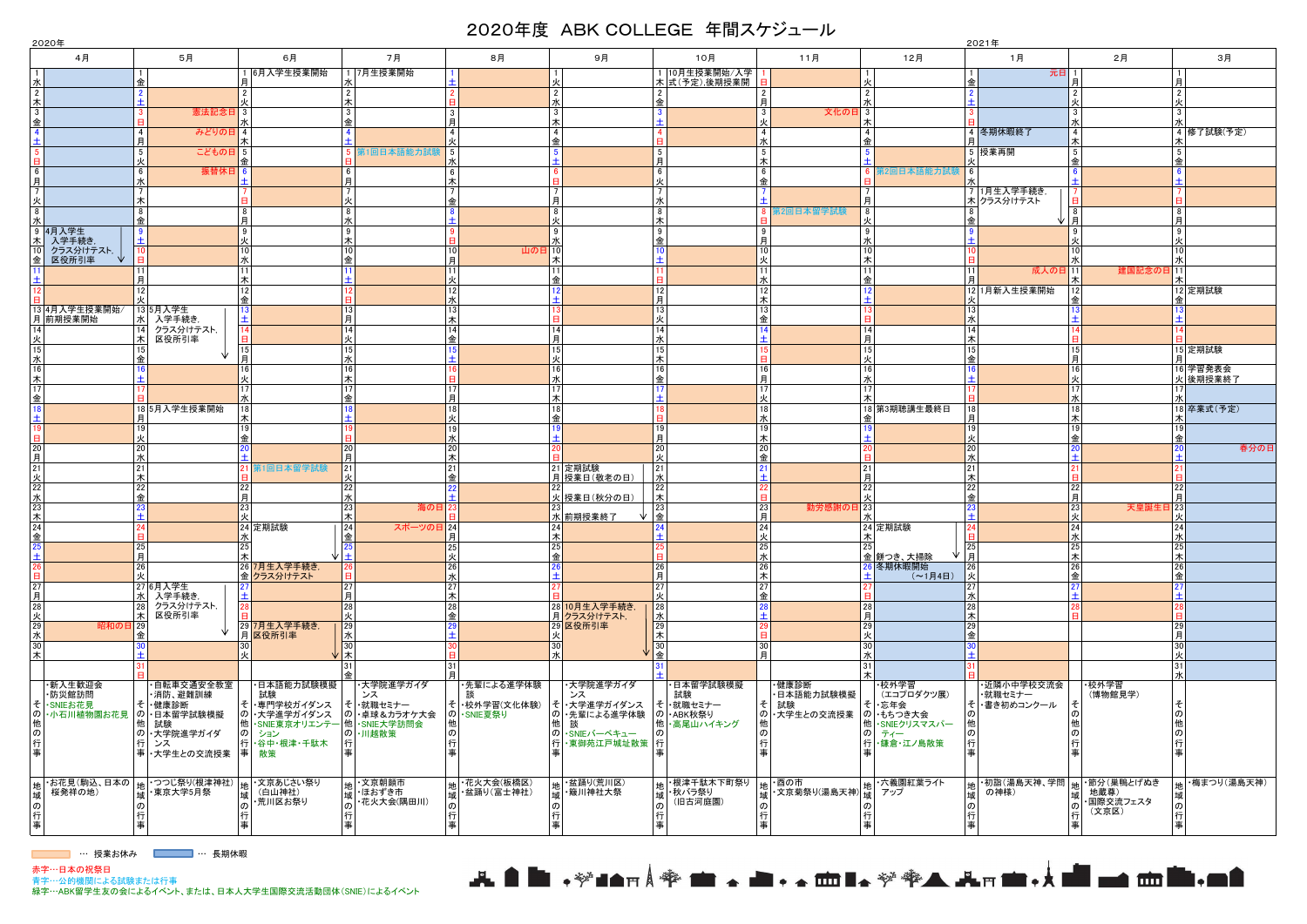# 2020年度　ABK COLLEGE　年間スケジュール

2020年 / 2021年

| 日 | 4月 | 5月 | 6月 | 7月 | 8月 | 9月 | 10月 | 11月 | 12月 | 1月 | 2月 | 3月 |
|---|---|---|---|---|---|---|---|---|---|---|---|---|
| 1 | 水 | 金 | 月 6月入学生授業開始 | 水 7月生授業開始 | 土 | 火 | 木 10月生授業開始/入学式（予定）、後期授業開始 | 日 | 火 | 金 元日 | 月 | 月 |
| 2 | 木 | 土 | 火 | 木 | 日 | 水 | 金 | 月 | 水 | 土 | 火 | 火 |
| 3 | 金 | 日 憲法記念日 | 水 | 金 | 月 | 木 | 土 | 火 文化の日 | 木 | 日 | 水 | 水 |
| 4 | 土 | 月 みどりの日 | 木 | 土 | 火 | 金 | 日 | 水 | 金 | 月 冬期休暇終了 | 木 | 木 修了試験（予定） |
| 5 | 日 | 火 こどもの日 | 金 | 日 第1回日本語能力試験 | 水 | 土 | 月 | 木 | 土 | 火 授業再開 | 金 | 金 |
| 6 | 月 | 水 振替休日 | 土 | 月 | 木 | 日 | 火 | 金 | 日 第2回日本語能力試験 | 水 | 土 | 土 |
| 7 | 火 | 木 | 日 | 火 | 金 | 月 | 水 | 土 | 月 | 木 1月生入学手続き、クラス分けテスト | 日 | 日 |
| 8 | 水 | 金 | 月 | 水 | 土 | 火 | 木 | 日 第2回日本留学試験 | 火 | 金 | 月 | 月 |
| 9 | 木 4月入学生 入学手続き、クラス分けテスト、区役所引率 | 土 | 火 | 木 | 日 | 水 | 金 | 月 | 水 | 土 | 火 | 火 |
| 10 | 金 | 日 | 水 | 金 | 月 山の日 | 木 | 土 | 火 | 木 | 日 | 水 | 水 |
| 11 | 土 | 月 | 木 | 土 | 火 | 金 | 日 | 水 | 金 | 月 成人の日 | 木 建国記念の日 | 木 |
| 12 | 日 | 火 | 金 | 日 | 水 | 土 | 月 | 木 | 土 | 火 1月新入生授業開始 | 金 | 金 定期試験 |
| 13 | 月 4月入学生授業開始/前期授業開始 | 水 5月入学生 入学手続き、クラス分けテスト、区役所引率 | 土 | 月 | 木 | 日 | 火 | 金 | 日 | 水 | 土 | 土 |
| 14 | 火 | 木 | 日 | 火 | 金 | 月 | 水 | 土 | 月 | 木 | 日 | 日 |
| 15 | 水 | 金 | 月 | 水 | 土 | 火 | 木 | 日 | 火 | 金 | 月 | 月 定期試験 |
| 16 | 木 | 土 | 火 | 木 | 日 | 水 | 金 | 月 | 水 | 土 | 火 | 火 学習発表会/後期授業終了 |
| 17 | 金 | 日 | 水 | 金 | 月 | 木 | 土 | 火 | 木 | 日 | 水 | 水 |
| 18 | 土 | 月 5月入学生授業開始 | 木 | 土 | 火 | 金 | 日 | 水 | 金 第3期聴講生最終日 | 月 | 木 | 木 卒業式（予定） |
| 19 | 日 | 火 | 金 | 日 | 水 | 土 | 月 | 木 | 土 | 火 | 金 | 金 |
| 20 | 月 | 水 | 土 | 月 | 木 | 日 | 火 | 金 | 日 | 水 | 土 | 土 春分の日 |
| 21 | 火 | 木 | 日 第1回日本留学試験 | 火 | 金 | 月 定期試験/授業日（敬老の日） | 水 | 土 | 月 | 木 | 日 | 日 |
| 22 | 水 | 金 | 月 | 水 | 土 | 火 授業日（秋分の日） | 木 | 日 | 火 | 金 | 月 | 月 |
| 23 | 木 | 土 | 火 | 木 海の日 | 日 | 水 前期授業終了 | 金 | 月 勤労感謝の日 | 水 | 土 | 火 天皇誕生日 | 火 |
| 24 | 金 | 日 | 水 定期試験 | 金 スポーツの日 | 月 | 木 | 土 | 火 | 木 定期試験 | 日 | 水 | 水 |
| 25 | 土 | 月 | 木 | 土 | 火 | 金 | 日 | 水 | 金 餅つき、大掃除 | 月 | 木 | 木 |
| 26 | 日 | 火 | 金 7月入学生入学手続き、クラス分けテスト | 日 | 水 | 土 | 月 | 木 | 土 冬期休暇開始（～1月4日） | 火 | 金 | 金 |
| 27 | 月 | 水 6月入学生 入学手続き、クラス分けテスト、区役所引率 | 土 | 月 | 木 | 日 | 火 | 金 | 日 | 水 | 土 | 土 |
| 28 | 火 | 木 | 日 | 火 | 金 | 月 10月生入学手続き、クラス分けテスト | 水 | 土 | 月 | 木 | 日 | 日 |
| 29 | 水 昭和の日 | 金 | 月 7月入学生入学手続き、区役所引率 | 水 | 土 | 火 区役所引率 | 木 | 日 | 火 | 金 | | 月 |
| 30 | 木 | 土 | 火 | 木 | 日 | 水 | 金 | 月 | 水 | 土 | | 火 |
| 31 | | 日 | | 金 | 月 | | 土 | | 木 | 日 | | 水 |
| その他の行事 | ・新入生歓迎会 ・防災館訪問 ・SNIEお花見 ・小石川植物園お花見 | ・自転車交通安全教室 ・消防、避難訓練 ・健康診断 ・日本留学試験模擬試験 ・大学院進学ガイダンス ・大学生との交流授業 | ・日本語能力試験模擬試験 ・専門学校ガイダンス ・大学進学ガイダンス ・SNIE東京オリエンテーション ・谷中・根津・千駄木散策 | ・大学院進学ガイダンス ・就職セミナー ・卓球＆カラオケ大会 ・SNIE大学訪問会 ・川越散策 | ・先輩による進学体験談 ・校外学習（文化体験） ・SNIE夏祭り | ・大学院進学ガイダンス ・大学進学ガイダンス ・先輩による進学体験談 ・SNIEバーベキュー ・東御苑江戸城址散策 | ・日本留学試験模擬試験 ・就職セミナー ・ABK秋祭り ・高尾山ハイキング | ・健康診断 ・日本語能力試験模擬試験 ・大学生との交流授業 | ・校外学習（エコプロダクツ展） ・忘年会 ・もちつき大会 ・SNIEクリスマスパーティー ・鎌倉・江ノ島散策 | ・近隣小中学校交流会 ・就職セミナー ・書き初めコンクール | ・校外学習（博物館見学） | |
| 地域の行事 | ・お花見（駒込、日本の桜発祥の地） | ・つつじ祭り（根津神社） ・東京大学5月祭 | ・文京あじさい祭り（白山神社） ・荒川区お祭り | ・文京朝顔市 ・ほおずき市 ・花火大会（隅田川） | ・花火大会（板橋区） ・盆踊り（富士神社） | ・盆踊り（荒川区） ・簸川神社大祭 | ・根津千駄木下町祭り ・秋バラ祭り（旧古河庭園） | ・酉の市 ・文京菊祭り（湯島天神） | ・六義園紅葉ライトアップ | ・初詣（湯島天神、学問の神様） | ・節分（巣鴨とげぬき地蔵尊） ・国際交流フェスタ（文京区） | ・梅まつり（湯島天神） |

…授業お休み　…長期休暇

赤字…日本の祝祭日
青字…公的機関による試験または行事
緑字…ABK留学生友の会によるイベント、または、日本人大学生国際交流活動団体（SNIE）によるイベント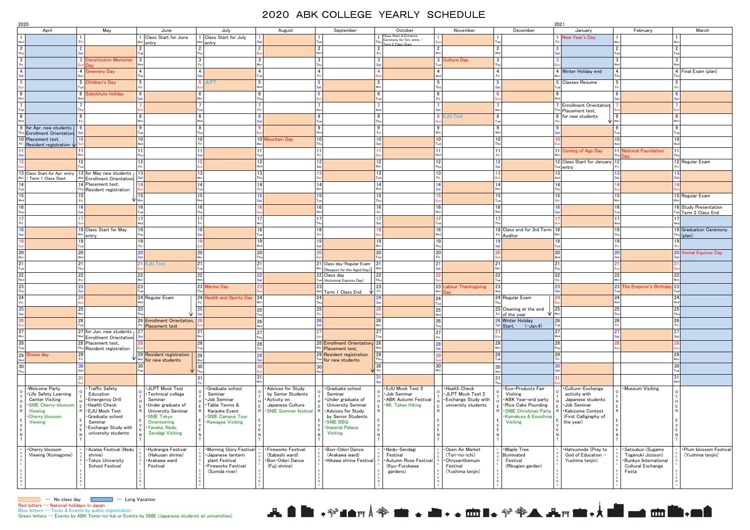# 2020 ABK COLLEGE YEARLY SCHEDULE

2020 / 2021

| | April | May | June | July | August | September | October | November | December | January | February | March |
|---|---|---|---|---|---|---|---|---|---|---|---|---|
| 1 | Wed | Fri | Mon Class Start for June entry | Wed Class Start for July entry | Sat | Tue | Thu Class Start & Entrance Ceremony for Oct. entry / Term 2 Class Start | Sun | Tue | Fri New Year's Day | Mon | Mon |
| 2 | Thu | Sat | Tue | Thu | Sun | Wed | Fri | Mon | Wed | Sat | Tue | Tue |
| 3 | Fri | Sun Constitution Memorial Day | Wed | Fri | Mon | Thu | Sat | Tue Culture Day | Thu | Sun | Wed | Wed |
| 4 | Sat | Mon Greenery Day | Thu | Sat | Tue | Fri | Sun | Wed | Fri | Mon Winter Holiday end | Thu | Thu Final Exam (plan) |
| 5 | Sun | Tue Children's Day | Fri | Sun JLPT | Wed | Sat | Mon | Thu | Sat | Tue Classes Resume | Fri | Fri |
| 6 | Mon | Wed Substitute holiday | Sat | Mon | Thu | Sun | Tue | Fri | Sun | Wed | Sat | Sat |
| 7 | Tue | Thu | Sun | Tue | Fri | Mon | Wed | Sat | Mon | Thu Enrollment Orientation, Placement test, | Sun | Sun |
| 8 | Wed | Fri | Mon | Wed | Sat | Tue | Thu | Sun EJU Test | Tue | Fri for new students | Mon | Mon |
| 9 | Thu for Apr. new students Enrollment Orientation, | Sat | Tue | Thu | Sun | Wed | Fri | Mon | Wed | Sat | Tue | Tue |
| 10 | Fri Placement test, Resident registration | Sun | Wed | Fri | Mon Mountain Day | Thu | Sat | Tue | Thu | Sun | Wed | Wed |
| 11 | Sat | Mon | Thu | Sat | Tue | Fri | Sun | Wed | Fri | Mon Coming of Age Day | Thu National Foundation Day | Thu |
| 12 | Sun | Tue | Fri | Sun | Wed | Sat | Mon | Thu | Sat | Tue Class Start for January entry | Fri | Fri Regular Exam |
| 13 | Mon Class Start for Apr. entry / Term 1 Class Start | Wed for May new students Enrollment Orientation | Sat | Mon | Thu | Sun | Tue | Fri | Sun | Wed | Sat | Sat |
| 14 | Tue | Thu Placement test, Resident registration | Sun | Tue | Fri | Mon | Wed | Sat | Mon | Thu | Sun | Sun |
| 15 | Wed | Fri | Mon | Wed | Sat | Tue | Thu | Sun | Tue | Fri | Mon | Mon Regular Exam |
| 16 | Thu | Sat | Tue | Thu | Sun | Wed | Fri | Mon | Wed | Sat | Tue | Tue Study Presentation Term 2 Class End |
| 17 | Fri | Sun | Wed | Fri | Mon | Thu | Sat | Tue | Thu | Sun | Wed | Wed |
| 18 | Sat | Mon Class Start for May entry | Thu | Sat | Tue | Fri | Sun | Wed | Fri Class end for 3rd Term Auditor | Mon | Thu | Thu Graduation Ceremony (plan) |
| 19 | Sun | Tue | Fri | Sun | Wed | Sat | Mon | Thu | Sat | Tue | Fri | Fri |
| 20 | Mon | Wed | Sat | Mon | Thu | Sun | Tue | Fri | Sun | Wed | Sat | Sat Vernal Equinox Day |
| 21 | Tue | Thu | Sun EJU Test | Tue | Fri | Mon Class day/Regular Exam (Respect for the Aged Day) | Wed | Sat | Mon | Thu | Sun | Sun |
| 22 | Wed | Fri | Mon | Wed | Sat | Tue Class day (Autumnal Equinox Day) | Thu | Sun | Tue | Fri | Mon | Mon |
| 23 | Thu | Sat | Tue | Thu Marine Day | Sun | Wed Term 1 Class End | Fri | Mon Labour Thanksgiving Day | Wed | Sat | Tue The Emperor's Birthday | Tue |
| 24 | Fri | Sun | Wed Regular Exam | Fri Health and Sports Day | Mon | Thu | Sat | Tue | Thu Regular Exam | Sun | Wed | Wed |
| 25 | Sat | Mon | Thu | Sat | Tue | Fri | Sun | Wed | Fri Cleaning at the end of the year | Mon | Thu | Thu |
| 26 | Sun | Tue | Fri Enrollment Orientation, Placement test | Sun | Wed | Sat | Mon | Thu | Sat Winter Holiday Start, (~Jan.4) | Tue | Fri | Fri |
| 27 | Mon | Wed for Jun. new students Enrollment Orientation | Sat | Mon | Thu | Sun | Tue | Fri | Sun | Wed | Sat | Sat |
| 28 | Tue | Thu Placement test, Resident registration | Sun | Tue | Fri | Mon Enrollment Orientation, Placement test, | Wed | Sat | Mon | Thu | Sun | Sun |
| 29 | Wed Showa day | Fri | Mon Resident registration for new students | Wed | Sat | Tue Resident registration for new students | Thu | Sun | Tue | Fri | | Mon |
| 30 | Thu | Sat | Tue | Thu | Sun | Wed | Fri | Mon | Wed | Sat | | Tue |
| 31 | | Sun | | Fri | Mon | | Sat | | Thu | Sun | | Wed |
| OTHER EVENT | ・Welcome Party ・Life Safety Learning Center Visiting ・SNIE Cherry-blossom Viewing ・Cherry blossom Viewing | ・Traffic Safety Education ・Emergency Drill ・Health Check ・EJU Mock Test ・Graduate school Seminar ・Exchange Study with university students | ・JLPT Mock Test ・Technical college Seminar ・Under graduate of University Seminar ・SNIE Tokyo Orienteering ・Yanaka, Nedu, Sendagi Visiting | ・Graduate school Seminar ・Job Seminar ・Table Tennis & Karaoke Event ・SNIE Campus Tour ・Kawagoe Visiting | ・Advices for Study by Senior Students ・Activity on Japanese Culture ・SNIE Summer festival | ・Graduate school Seminar ・Under graduate of University Seminar ・Advices for Study by Senior Students ・SNIE BBQ ・Imperial Palace Visiting | ・EJU Mock Test 2 ・Job Seminar ・ABK Autumn Festival ・Mt. Takao Hiking | ・Health Check ・JLPT Mock Test 2 ・Exchange Study with university students | ・Eco-Products Fair Visiting ・ABK Year-end party ・Rice Cake Pounding ・SNIE Christmas Party ・Kamakura & Enoshima Visiting | ・Culture-Exchange activity with Japanese students ・Job Seminar ・Kakizome Contest (First Calligraphy of the year) | ・Museum Visiting | |
| LOCAL EVENT | ・Cherry blossom Viewing (Komagome) | ・Azalea Festival (Nedu shrine) ・Tokyo University School Festival | ・Hydrangia Festival (Hakusan shrine) ・Arakawa ward Festival | ・Morning Glory Festival ・Japanese lantern plant Festival ・Fireworks Festival (Sumida river) | ・Fireworks Festival (Itabashi ward) ・Bon-Odori Dance (Fuji shrine) | ・Bon-Odori Dance (Arakawa ward) ・Hikawa shrine Festival | ・Nedu-Sendagi Festival ・Autumn Rose Festival (Kyu-Furukawa gardens) | ・Open Air Market (Tori-no-ichi) ・Chrysanthemum Festival (Yushima tenjin) | ・Maple Tree Illuminated Festival (Rikugien garden) | ・Hatsumode (Pray to God of Education – Yushima tenjin) | ・Setsubun (Sugamo Togenuki Jizoson) ・Bunkyo International Cultural Exchange Festa | ・Plum blossom Festival (Yushima tenjin) |

… No class day
… Long Vacation
Red letters … National holidays in Japan
Blue letters … Tests & Events by public organization
Green letters … Events by ABK Tomo-no-kai or Events by SNIE (Japanese students at universities)